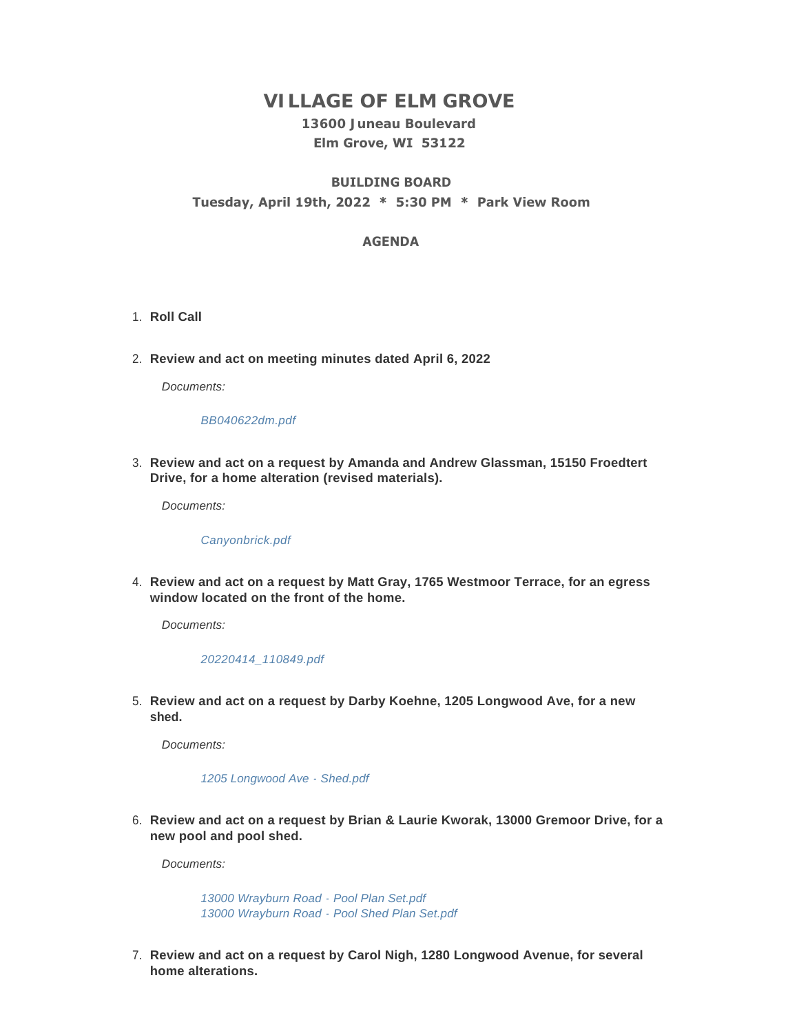# VILLAGE OF ELM GROVE

**13600 Juneau Boulevard**
**Elm Grove, WI 53122**

**BUILDING BOARD**
**Tuesday, April 19th, 2022 * 5:30 PM * Park View Room**

## AGENDA

1. **Roll Call**

2. **Review and act on meeting minutes dated April 6, 2022**

   *Documents:*

   *BB040622dm.pdf*

3. **Review and act on a request by Amanda and Andrew Glassman, 15150 Froedtert Drive, for a home alteration (revised materials).**

   *Documents:*

   *Canyonbrick.pdf*

4. **Review and act on a request by Matt Gray, 1765 Westmoor Terrace, for an egress window located on the front of the home.**

   *Documents:*

   *20220414_110849.pdf*

5. **Review and act on a request by Darby Koehne, 1205 Longwood Ave, for a new shed.**

   *Documents:*

   *1205 Longwood Ave - Shed.pdf*

6. **Review and act on a request by Brian & Laurie Kworak, 13000 Gremoor Drive, for a new pool and pool shed.**

   *Documents:*

   *13000 Wrayburn Road - Pool Plan Set.pdf*
   *13000 Wrayburn Road - Pool Shed Plan Set.pdf*

7. **Review and act on a request by Carol Nigh, 1280 Longwood Avenue, for several home alterations.**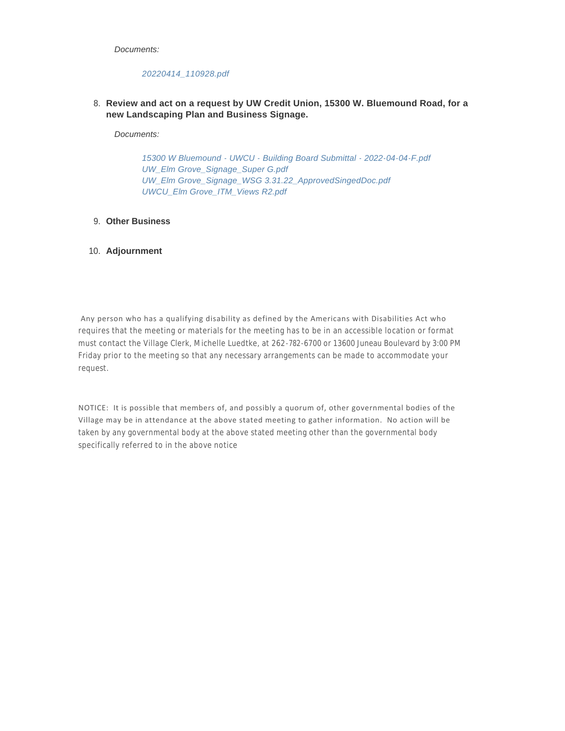*Documents:*

*20220414_110928.pdf*

8. **Review and act on a request by UW Credit Union, 15300 W. Bluemound Road, for a new Landscaping Plan and Business Signage.**

   *Documents:*

   *15300 W Bluemound - UWCU - Building Board Submittal - 2022-04-04-F.pdf*
   *UW_Elm Grove_Signage_Super G.pdf*
   *UW_Elm Grove_Signage_WSG 3.31.22_ApprovedSingedDoc.pdf*
   *UWCU_Elm Grove_ITM_Views R2.pdf*

9. **Other Business**

10. **Adjournment**

Any person who has a qualifying disability as defined by the Americans with Disabilities Act who requires that the meeting or materials for the meeting has to be in an accessible location or format must contact the Village Clerk, Michelle Luedtke, at 262-782-6700 or 13600 Juneau Boulevard by 3:00 PM Friday prior to the meeting so that any necessary arrangements can be made to accommodate your request.

NOTICE: It is possible that members of, and possibly a quorum of, other governmental bodies of the Village may be in attendance at the above stated meeting to gather information. No action will be taken by any governmental body at the above stated meeting other than the governmental body specifically referred to in the above notice